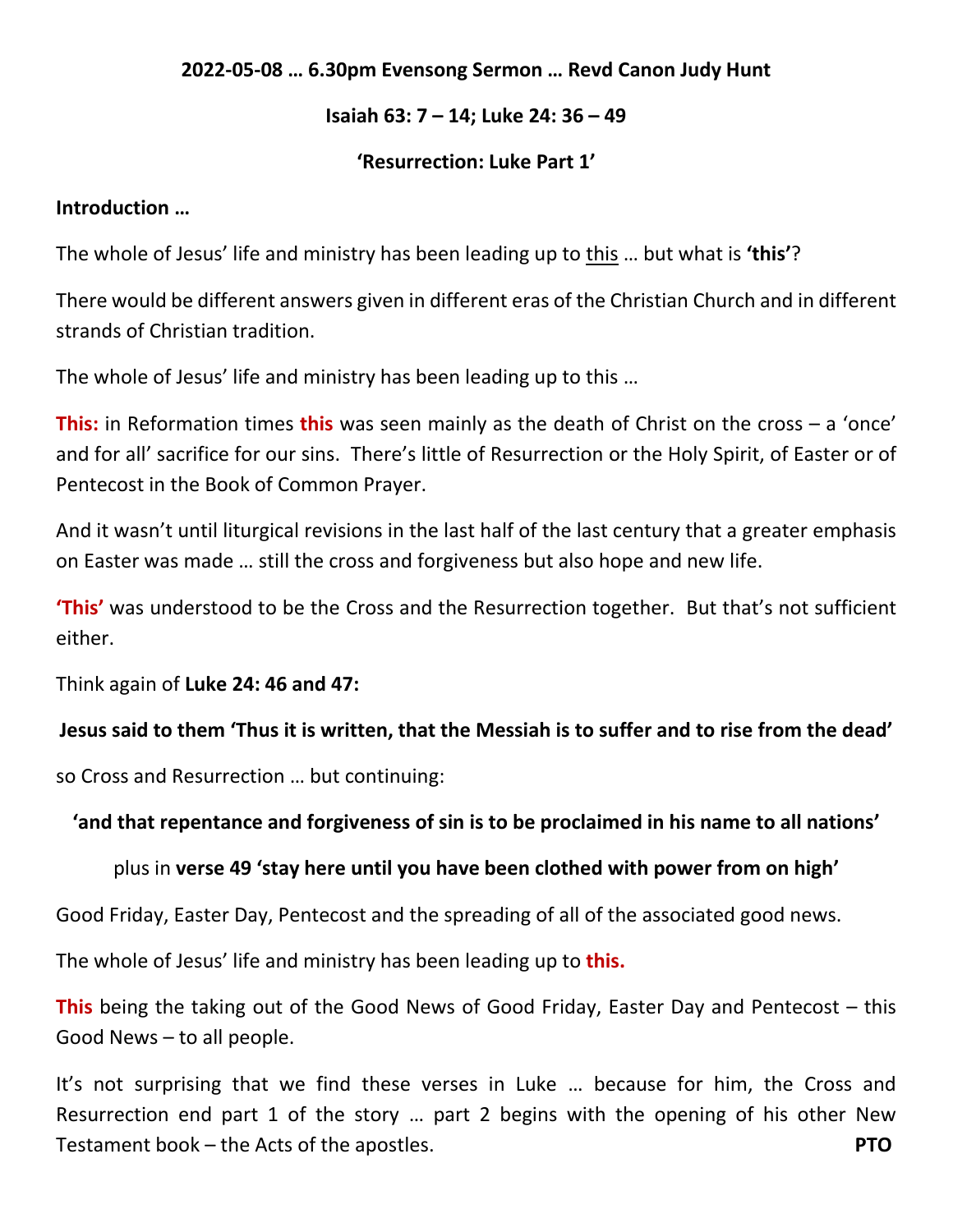**2022-05-08 … 6.30pm Evensong Sermon … Revd Canon Judy Hunt**

**Isaiah 63: 7 – 14; Luke 24: 36 – 49**

**'Resurrection: Luke Part 1'**

**Introduction …**

The whole of Jesus' life and ministry has been leading up to this … but what is **'this'**?

There would be different answers given in different eras of the Christian Church and in different strands of Christian tradition.

The whole of Jesus' life and ministry has been leading up to this …

**This:** in Reformation times **this** was seen mainly as the death of Christ on the cross – a 'once' and for all' sacrifice for our sins. There's little of Resurrection or the Holy Spirit, of Easter or of Pentecost in the Book of Common Prayer.

And it wasn't until liturgical revisions in the last half of the last century that a greater emphasis on Easter was made … still the cross and forgiveness but also hope and new life.

**'This'** was understood to be the Cross and the Resurrection together. But that's not sufficient either.

Think again of **Luke 24: 46 and 47:**

**Jesus said to them 'Thus it is written, that the Messiah is to suffer and to rise from the dead'**

so Cross and Resurrection … but continuing:

**'and that repentance and forgiveness of sin is to be proclaimed in his name to all nations'**

plus in **verse 49 'stay here until you have been clothed with power from on high'**

Good Friday, Easter Day, Pentecost and the spreading of all of the associated good news.

The whole of Jesus' life and ministry has been leading up to **this.**

**This** being the taking out of the Good News of Good Friday, Easter Day and Pentecost – this Good News – to all people.

It's not surprising that we find these verses in Luke … because for him, the Cross and Resurrection end part 1 of the story … part 2 begins with the opening of his other New Testament book – the Acts of the apostles. **PTO**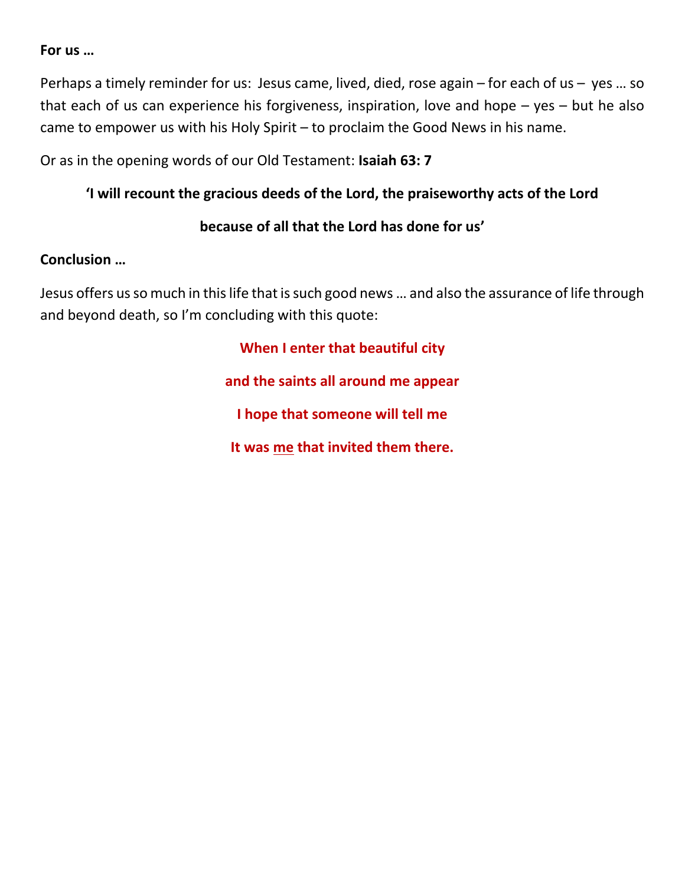**For us …**

Perhaps a timely reminder for us: Jesus came, lived, died, rose again – for each of us – yes … so that each of us can experience his forgiveness, inspiration, love and hope – yes – but he also came to empower us with his Holy Spirit – to proclaim the Good News in his name.

Or as in the opening words of our Old Testament: **Isaiah 63: 7**

**'I will recount the gracious deeds of the Lord, the praiseworthy acts of the Lord**

**because of all that the Lord has done for us'**

**Conclusion …**

Jesus offers us so much in this life that is such good news … and also the assurance of life through and beyond death, so I'm concluding with this quote:

**When I enter that beautiful city**

**and the saints all around me appear**

**I hope that someone will tell me**

**It was <u>me</u> that invited them there.**